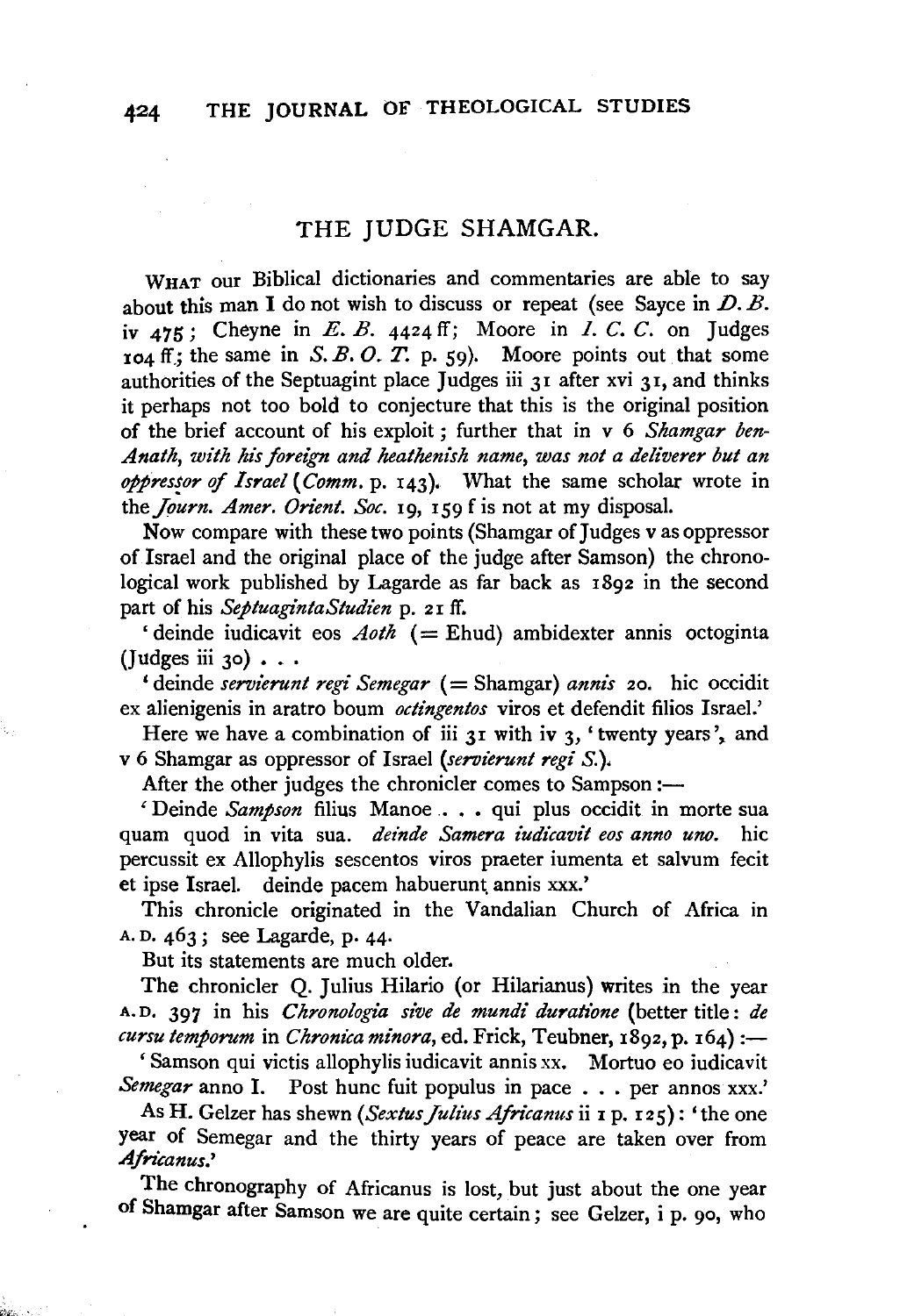## THE JUDGE SHAMGAR.

WHAT our Biblical dictionaries and commentaries are able to say about this man I do not wish to discuss or repeat (see Sayce in *D. B.* iv 475; Cheyne in *E. B.* 4424 ff; Moore in *I. C. C.* on Judges 104 ff; the same in *S. B. O. T.* p. 59). Moore points out that some authorities of the Septuagint place Judges iii 31 after xvi 31, and thinks it perhaps not too bold to conjecture that this is the original position of the brief account of his exploit; further that in v 6 *Shamgar ben-Anath, with his foreign and heathenish name, was not a deliverer but an oppressor of Israel* (*Comm.* p. 143). What the same scholar wrote in the *Journ. Amer. Orient. Soc.* 19, 159 f is not at my disposal.

Now compare with these two points (Shamgar of Judges v as oppressor of Israel and the original place of the judge after Samson) the chronological work published by Lagarde as far back as 1892 in the second part of his *SeptuagintaStudien* p. 21 ff.

'deinde iudicavit eos *Aoth* (= Ehud) ambidexter annis octoginta (Judges iii 30) . . .

'deinde *servierunt regi Semegar* (= Shamgar) *annis* 20. hic occidit ex alienigenis in aratro boum *octingentos* viros et defendit filios Israel.'

Here we have a combination of iii 31 with iv 3, 'twenty years', and v 6 Shamgar as oppressor of Israel (*servierunt regi S.*).

After the other judges the chronicler comes to Sampson:—

'Deinde *Sampson* filius Manoe . . . qui plus occidit in morte sua quam quod in vita sua. *deinde Samera iudicavit eos anno uno.* hic percussit ex Allophylis sescentos viros praeter iumenta et salvum fecit et ipse Israel. deinde pacem habuerunt annis xxx.'

This chronicle originated in the Vandalian Church of Africa in A. D. 463; see Lagarde, p. 44.

But its statements are much older.

The chronicler Q. Julius Hilario (or Hilarianus) writes in the year A. D. 397 in his *Chronologia sive de mundi duratione* (better title: *de cursu temporum* in *Chronica minora*, ed. Frick, Teubner, 1892, p. 164):—

'Samson qui victis allophylis iudicavit annis xx. Mortuo eo iudicavit *Semegar* anno I. Post hunc fuit populus in pace . . . per annos xxx.'

As H. Gelzer has shewn (*Sextus Julius Africanus* ii 1 p. 125): 'the one year of Semegar and the thirty years of peace are taken over from *Africanus*.'

The chronography of Africanus is lost, but just about the one year of Shamgar after Samson we are quite certain; see Gelzer, i p. 90, who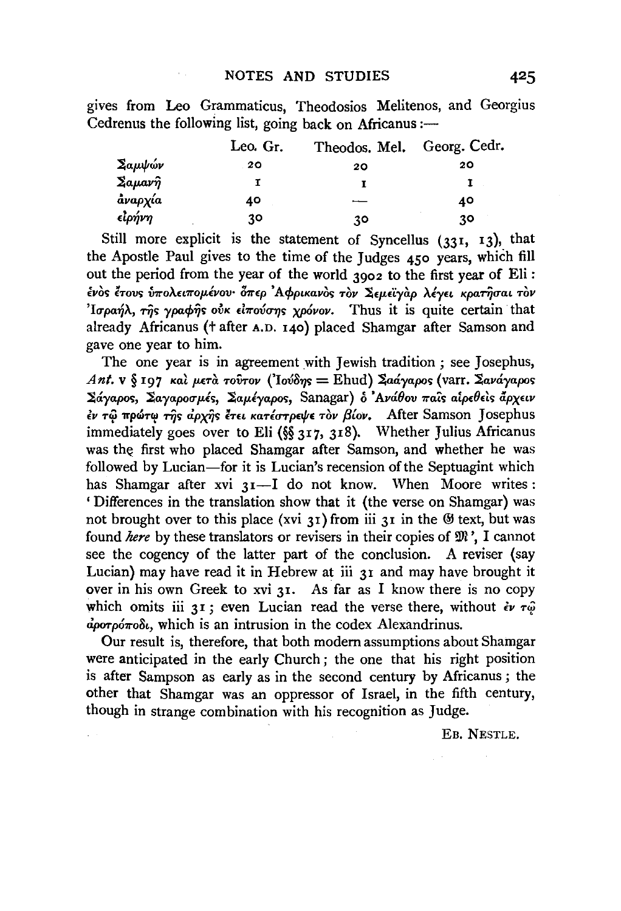gives from Leo Grammaticus, Theodosios Melitenos, and Georgius Cedrenus the following list, going back on Africanus :—

| | Leo. Gr. | Theodos. Mel. | Georg. Cedr. |
|---|---|---|---|
| Σαμψών | 20 | 20 | 20 |
| Σαμανῇ | 1 | 1 | 1 |
| ἀναρχία | 40 | — | 40 |
| εἰρήνη | 30 | 30 | 30 |

Still more explicit is the statement of Syncellus (331, 13), that the Apostle Paul gives to the time of the Judges 450 years, which fill out the period from the year of the world 3902 to the first year of Eli : ἑνὸς ἔτους ὑπολειπομένου· ὅπερ Ἀφρικανὸς τὸν Σεμεϊγὰρ λέγει κρατῆσαι τὸν Ἰσραήλ, τῆς γραφῆς οὐκ εἰπούσης χρόνον. Thus it is quite certain that already Africanus († after A.D. 140) placed Shamgar after Samson and gave one year to him.

The one year is in agreement with Jewish tradition ; see Josephus, *Ant.* v § 197 καὶ μετὰ τοῦτον (Ἰούδης = Ehud) Σαάγαρος (varr. Σανάγαρος Σάγαρος, Σαγαροσμές, Σαμέγαρος, Sanagar) ὁ Ἀνάθου παῖς αἱρεθεὶς ἄρχειν ἐν τῷ πρώτῳ τῆς ἀρχῆς ἔτει κατέστρεψε τὸν βίον. After Samson Josephus immediately goes over to Eli (§§ 317, 318). Whether Julius Africanus was the first who placed Shamgar after Samson, and whether he was followed by Lucian—for it is Lucian's recension of the Septuagint which has Shamgar after xvi 31—I do not know. When Moore writes : 'Differences in the translation show that it (the verse on Shamgar) was not brought over to this place (xvi 31) from iii 31 in the 𝔊 text, but was found *here* by these translators or revisers in their copies of 𝔐', I cannot see the cogency of the latter part of the conclusion. A reviser (say Lucian) may have read it in Hebrew at iii 31 and may have brought it over in his own Greek to xvi 31. As far as I know there is no copy which omits iii 31 ; even Lucian read the verse there, without ἐν τῷ ἀροτρόποδι, which is an intrusion in the codex Alexandrinus.

Our result is, therefore, that both modern assumptions about Shamgar were anticipated in the early Church ; the one that his right position is after Sampson as early as in the second century by Africanus ; the other that Shamgar was an oppressor of Israel, in the fifth century, though in strange combination with his recognition as Judge.

EB. NESTLE.